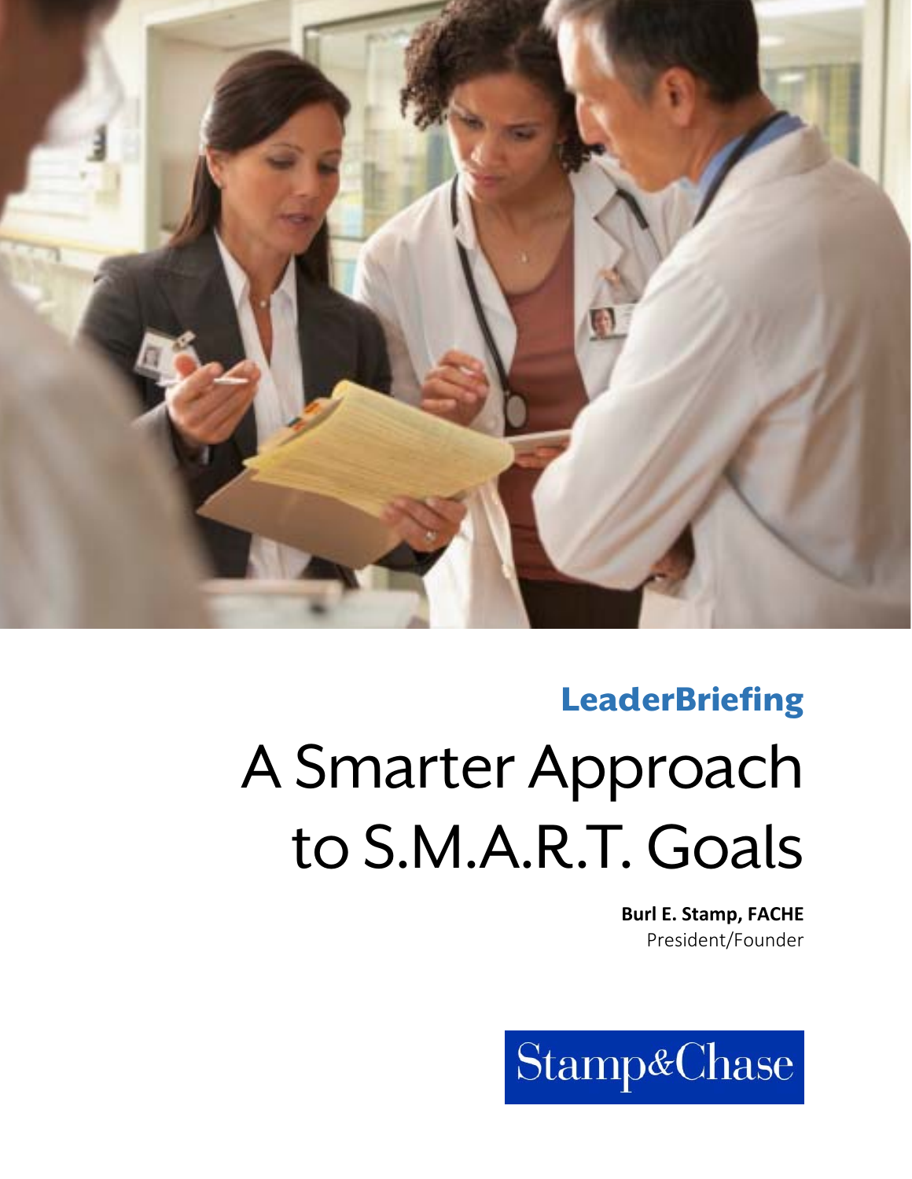**LeaderBriefing**

# A Smarter Approach to S.M.A.R.T. Goals

**Burl E. Stamp, FACHE**
President/Founder

Stamp&Chase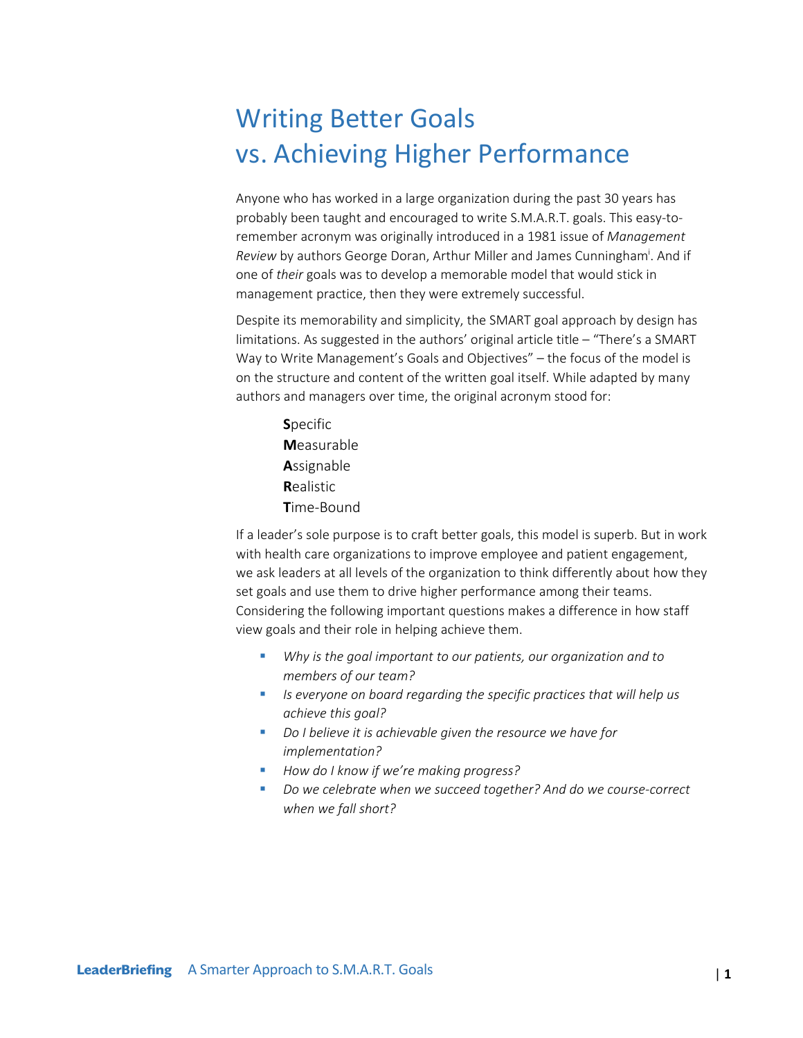# Writing Better Goals vs. Achieving Higher Performance

Anyone who has worked in a large organization during the past 30 years has probably been taught and encouraged to write S.M.A.R.T. goals. This easy-to-remember acronym was originally introduced in a 1981 issue of *Management Review* by authors George Doran, Arthur Miller and James Cunningham[i]. And if one of *their* goals was to develop a memorable model that would stick in management practice, then they were extremely successful.

Despite its memorability and simplicity, the SMART goal approach by design has limitations. As suggested in the authors' original article title – "There's a SMART Way to Write Management's Goals and Objectives" – the focus of the model is on the structure and content of the written goal itself. While adapted by many authors and managers over time, the original acronym stood for:

**S**pecific
**M**easurable
**A**ssignable
**R**ealistic
**T**ime-Bound

If a leader's sole purpose is to craft better goals, this model is superb. But in work with health care organizations to improve employee and patient engagement, we ask leaders at all levels of the organization to think differently about how they set goals and use them to drive higher performance among their teams. Considering the following important questions makes a difference in how staff view goals and their role in helping achieve them.

- *Why is the goal important to our patients, our organization and to members of our team?*
- *Is everyone on board regarding the specific practices that will help us achieve this goal?*
- *Do I believe it is achievable given the resource we have for implementation?*
- *How do I know if we're making progress?*
- *Do we celebrate when we succeed together? And do we course-correct when we fall short?*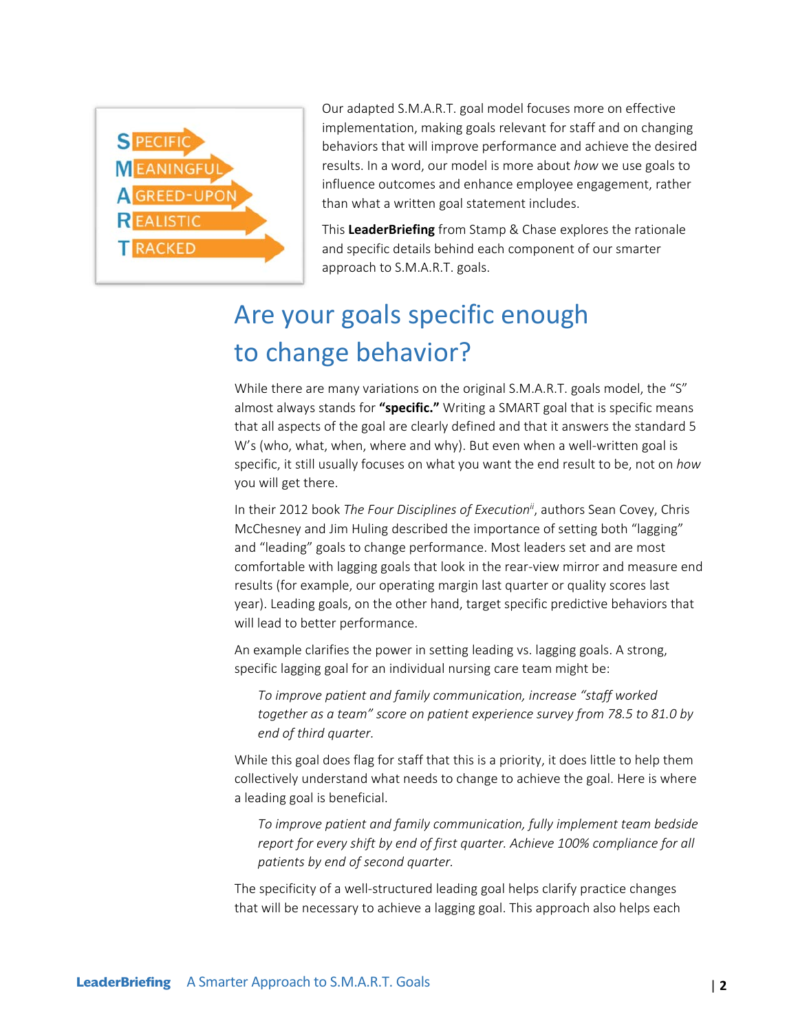Our adapted S.M.A.R.T. goal model focuses more on effective implementation, making goals relevant for staff and on changing behaviors that will improve performance and achieve the desired results. In a word, our model is more about *how* we use goals to influence outcomes and enhance employee engagement, rather than what a written goal statement includes.

This **LeaderBriefing** from Stamp & Chase explores the rationale and specific details behind each component of our smarter approach to S.M.A.R.T. goals.

## Are your goals specific enough to change behavior?

While there are many variations on the original S.M.A.R.T. goals model, the "S" almost always stands for **"specific."** Writing a SMART goal that is specific means that all aspects of the goal are clearly defined and that it answers the standard 5 W's (who, what, when, where and why). But even when a well-written goal is specific, it still usually focuses on what you want the end result to be, not on *how* you will get there.

In their 2012 book *The Four Disciplines of Execution*[ii], authors Sean Covey, Chris McChesney and Jim Huling described the importance of setting both "lagging" and "leading" goals to change performance. Most leaders set and are most comfortable with lagging goals that look in the rear-view mirror and measure end results (for example, our operating margin last quarter or quality scores last year). Leading goals, on the other hand, target specific predictive behaviors that will lead to better performance.

An example clarifies the power in setting leading vs. lagging goals. A strong, specific lagging goal for an individual nursing care team might be:

> *To improve patient and family communication, increase "staff worked together as a team" score on patient experience survey from 78.5 to 81.0 by end of third quarter.*

While this goal does flag for staff that this is a priority, it does little to help them collectively understand what needs to change to achieve the goal. Here is where a leading goal is beneficial.

> *To improve patient and family communication, fully implement team bedside report for every shift by end of first quarter. Achieve 100% compliance for all patients by end of second quarter.*

The specificity of a well-structured leading goal helps clarify practice changes that will be necessary to achieve a lagging goal. This approach also helps each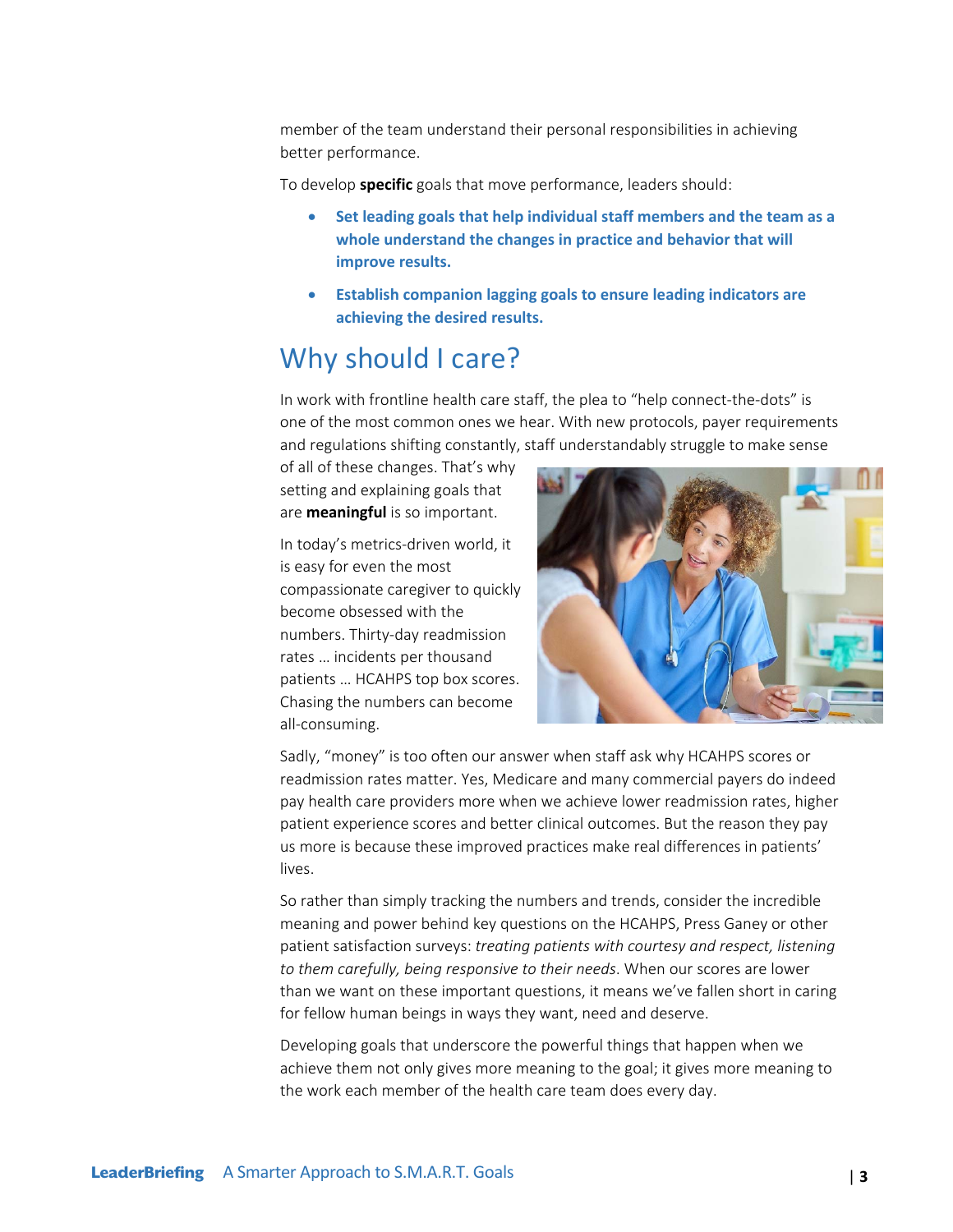member of the team understand their personal responsibilities in achieving better performance.

To develop **specific** goals that move performance, leaders should:

- **Set leading goals that help individual staff members and the team as a whole understand the changes in practice and behavior that will improve results.**
- **Establish companion lagging goals to ensure leading indicators are achieving the desired results.**

## Why should I care?

In work with frontline health care staff, the plea to "help connect-the-dots" is one of the most common ones we hear. With new protocols, payer requirements and regulations shifting constantly, staff understandably struggle to make sense of all of these changes. That's why setting and explaining goals that are **meaningful** is so important.

In today's metrics-driven world, it is easy for even the most compassionate caregiver to quickly become obsessed with the numbers. Thirty-day readmission rates … incidents per thousand patients … HCAHPS top box scores. Chasing the numbers can become all-consuming.

Sadly, "money" is too often our answer when staff ask why HCAHPS scores or readmission rates matter. Yes, Medicare and many commercial payers do indeed pay health care providers more when we achieve lower readmission rates, higher patient experience scores and better clinical outcomes. But the reason they pay us more is because these improved practices make real differences in patients' lives.

So rather than simply tracking the numbers and trends, consider the incredible meaning and power behind key questions on the HCAHPS, Press Ganey or other patient satisfaction surveys: *treating patients with courtesy and respect, listening to them carefully, being responsive to their needs*. When our scores are lower than we want on these important questions, it means we've fallen short in caring for fellow human beings in ways they want, need and deserve.

Developing goals that underscore the powerful things that happen when we achieve them not only gives more meaning to the goal; it gives more meaning to the work each member of the health care team does every day.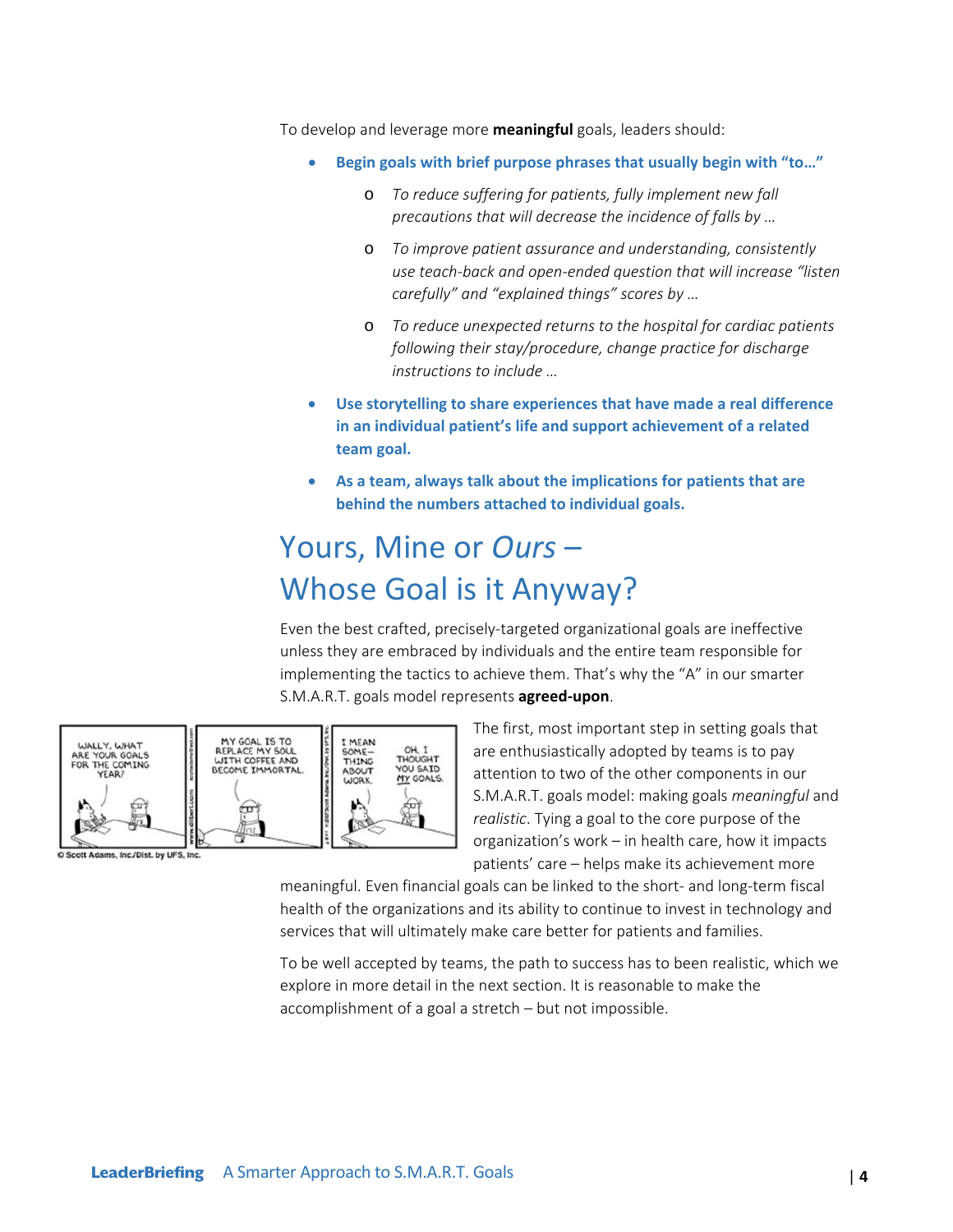To develop and leverage more **meaningful** goals, leaders should:

- **Begin goals with brief purpose phrases that usually begin with "to…"**
  - *To reduce suffering for patients, fully implement new fall precautions that will decrease the incidence of falls by …*
  - *To improve patient assurance and understanding, consistently use teach-back and open-ended question that will increase "listen carefully" and "explained things" scores by …*
  - *To reduce unexpected returns to the hospital for cardiac patients following their stay/procedure, change practice for discharge instructions to include …*
- **Use storytelling to share experiences that have made a real difference in an individual patient's life and support achievement of a related team goal.**
- **As a team, always talk about the implications for patients that are behind the numbers attached to individual goals.**

## Yours, Mine or *Ours* – Whose Goal is it Anyway?

Even the best crafted, precisely-targeted organizational goals are ineffective unless they are embraced by individuals and the entire team responsible for implementing the tactics to achieve them. That's why the "A" in our smarter S.M.A.R.T. goals model represents **agreed-upon**.

© Scott Adams, Inc./Dist. by UFS, Inc.

The first, most important step in setting goals that are enthusiastically adopted by teams is to pay attention to two of the other components in our S.M.A.R.T. goals model: making goals *meaningful* and *realistic*. Tying a goal to the core purpose of the organization's work – in health care, how it impacts patients' care – helps make its achievement more meaningful. Even financial goals can be linked to the short- and long-term fiscal health of the organizations and its ability to continue to invest in technology and services that will ultimately make care better for patients and families.

To be well accepted by teams, the path to success has to been realistic, which we explore in more detail in the next section. It is reasonable to make the accomplishment of a goal a stretch – but not impossible.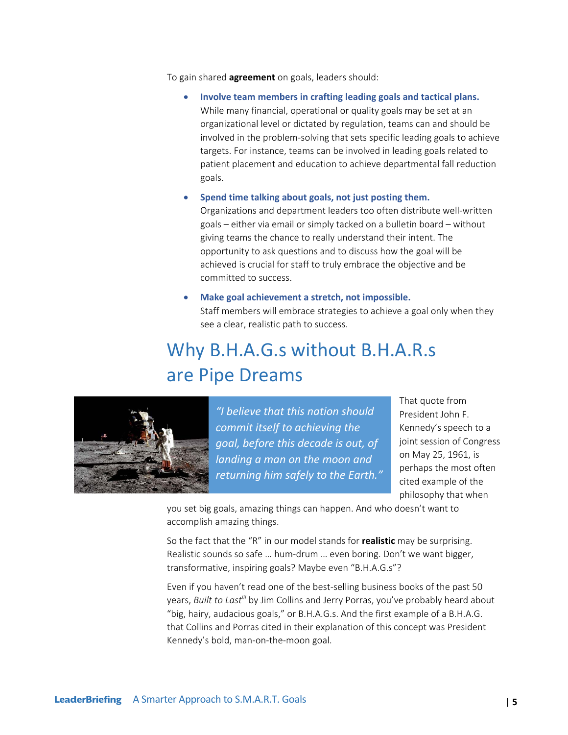To gain shared **agreement** on goals, leaders should:

- **Involve team members in crafting leading goals and tactical plans.** While many financial, operational or quality goals may be set at an organizational level or dictated by regulation, teams can and should be involved in the problem-solving that sets specific leading goals to achieve targets. For instance, teams can be involved in leading goals related to patient placement and education to achieve departmental fall reduction goals.
- **Spend time talking about goals, not just posting them.** Organizations and department leaders too often distribute well-written goals – either via email or simply tacked on a bulletin board – without giving teams the chance to really understand their intent. The opportunity to ask questions and to discuss how the goal will be achieved is crucial for staff to truly embrace the objective and be committed to success.
- **Make goal achievement a stretch, not impossible.** Staff members will embrace strategies to achieve a goal only when they see a clear, realistic path to success.

## Why B.H.A.G.s without B.H.A.R.s are Pipe Dreams

*"I believe that this nation should commit itself to achieving the goal, before this decade is out, of landing a man on the moon and returning him safely to the Earth."*

That quote from President John F. Kennedy's speech to a joint session of Congress on May 25, 1961, is perhaps the most often cited example of the philosophy that when you set big goals, amazing things can happen. And who doesn't want to accomplish amazing things.

So the fact that the "R" in our model stands for **realistic** may be surprising. Realistic sounds so safe … hum-drum … even boring. Don't we want bigger, transformative, inspiring goals? Maybe even "B.H.A.G.s"?

Even if you haven't read one of the best-selling business books of the past 50 years, *Built to Last*[iii] by Jim Collins and Jerry Porras, you've probably heard about "big, hairy, audacious goals," or B.H.A.G.s. And the first example of a B.H.A.G. that Collins and Porras cited in their explanation of this concept was President Kennedy's bold, man-on-the-moon goal.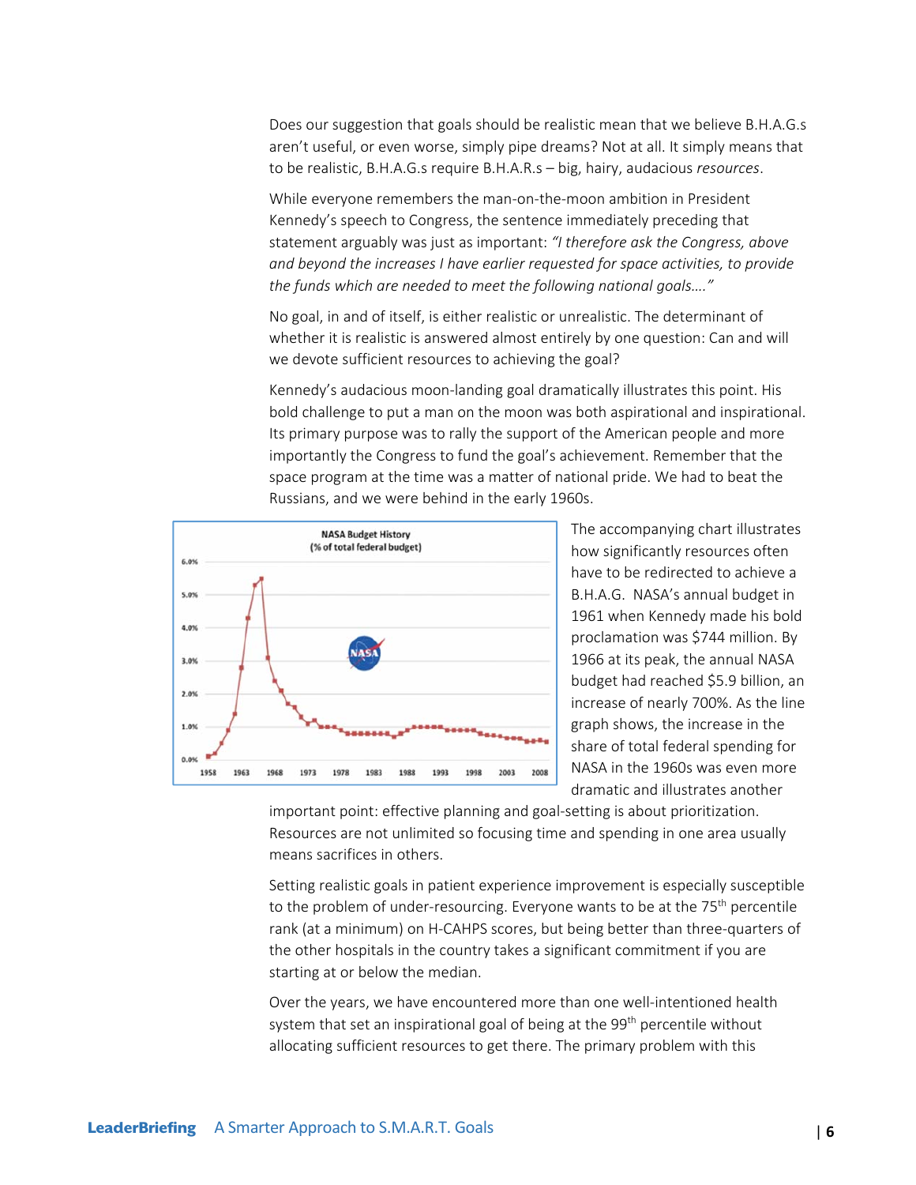Does our suggestion that goals should be realistic mean that we believe B.H.A.G.s aren't useful, or even worse, simply pipe dreams? Not at all. It simply means that to be realistic, B.H.A.G.s require B.H.A.R.s – big, hairy, audacious *resources*.

While everyone remembers the man-on-the-moon ambition in President Kennedy's speech to Congress, the sentence immediately preceding that statement arguably was just as important: *"I therefore ask the Congress, above and beyond the increases I have earlier requested for space activities, to provide the funds which are needed to meet the following national goals…."*

No goal, in and of itself, is either realistic or unrealistic. The determinant of whether it is realistic is answered almost entirely by one question: Can and will we devote sufficient resources to achieving the goal?

Kennedy's audacious moon-landing goal dramatically illustrates this point. His bold challenge to put a man on the moon was both aspirational and inspirational. Its primary purpose was to rally the support of the American people and more importantly the Congress to fund the goal's achievement. Remember that the space program at the time was a matter of national pride. We had to beat the Russians, and we were behind in the early 1960s.

The accompanying chart illustrates how significantly resources often have to be redirected to achieve a B.H.A.G. NASA's annual budget in 1961 when Kennedy made his bold proclamation was $744 million. By 1966 at its peak, the annual NASA budget had reached $5.9 billion, an increase of nearly 700%. As the line graph shows, the increase in the share of total federal spending for NASA in the 1960s was even more dramatic and illustrates another important point: effective planning and goal-setting is about prioritization. Resources are not unlimited so focusing time and spending in one area usually means sacrifices in others.

Setting realistic goals in patient experience improvement is especially susceptible to the problem of under-resourcing. Everyone wants to be at the 75th percentile rank (at a minimum) on H-CAHPS scores, but being better than three-quarters of the other hospitals in the country takes a significant commitment if you are starting at or below the median.

Over the years, we have encountered more than one well-intentioned health system that set an inspirational goal of being at the 99th percentile without allocating sufficient resources to get there. The primary problem with this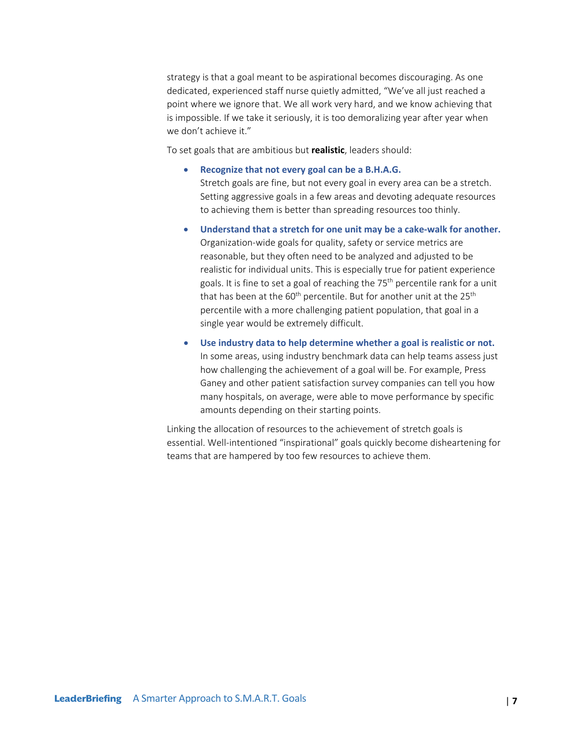strategy is that a goal meant to be aspirational becomes discouraging. As one dedicated, experienced staff nurse quietly admitted, "We've all just reached a point where we ignore that. We all work very hard, and we know achieving that is impossible. If we take it seriously, it is too demoralizing year after year when we don't achieve it."

To set goals that are ambitious but **realistic**, leaders should:

- **Recognize that not every goal can be a B.H.A.G.**
  Stretch goals are fine, but not every goal in every area can be a stretch. Setting aggressive goals in a few areas and devoting adequate resources to achieving them is better than spreading resources too thinly.

- **Understand that a stretch for one unit may be a cake-walk for another.**
  Organization-wide goals for quality, safety or service metrics are reasonable, but they often need to be analyzed and adjusted to be realistic for individual units. This is especially true for patient experience goals. It is fine to set a goal of reaching the 75th percentile rank for a unit that has been at the 60th percentile. But for another unit at the 25th percentile with a more challenging patient population, that goal in a single year would be extremely difficult.

- **Use industry data to help determine whether a goal is realistic or not.**
  In some areas, using industry benchmark data can help teams assess just how challenging the achievement of a goal will be. For example, Press Ganey and other patient satisfaction survey companies can tell you how many hospitals, on average, were able to move performance by specific amounts depending on their starting points.

Linking the allocation of resources to the achievement of stretch goals is essential. Well-intentioned "inspirational" goals quickly become disheartening for teams that are hampered by too few resources to achieve them.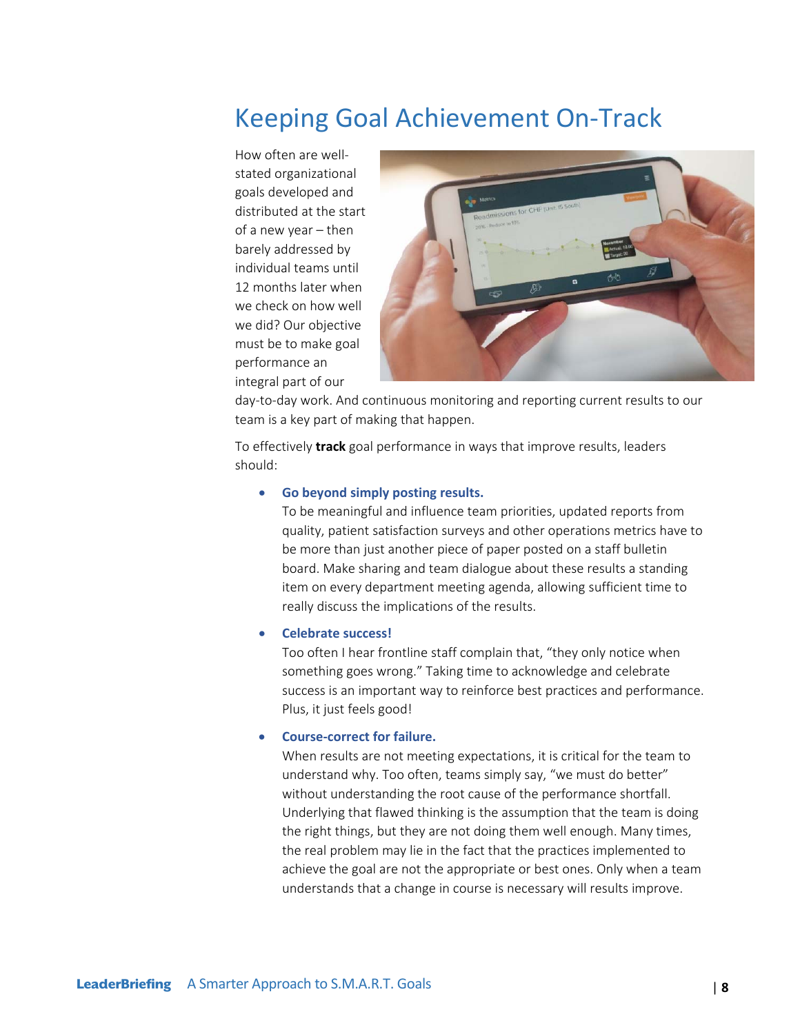# Keeping Goal Achievement On-Track

How often are well-stated organizational goals developed and distributed at the start of a new year – then barely addressed by individual teams until 12 months later when we check on how well we did? Our objective must be to make goal performance an integral part of our day-to-day work. And continuous monitoring and reporting current results to our team is a key part of making that happen.

To effectively **track** goal performance in ways that improve results, leaders should:

- **Go beyond simply posting results.**
  To be meaningful and influence team priorities, updated reports from quality, patient satisfaction surveys and other operations metrics have to be more than just another piece of paper posted on a staff bulletin board. Make sharing and team dialogue about these results a standing item on every department meeting agenda, allowing sufficient time to really discuss the implications of the results.

- **Celebrate success!**
  Too often I hear frontline staff complain that, "they only notice when something goes wrong." Taking time to acknowledge and celebrate success is an important way to reinforce best practices and performance. Plus, it just feels good!

- **Course-correct for failure.**
  When results are not meeting expectations, it is critical for the team to understand why. Too often, teams simply say, "we must do better" without understanding the root cause of the performance shortfall. Underlying that flawed thinking is the assumption that the team is doing the right things, but they are not doing them well enough. Many times, the real problem may lie in the fact that the practices implemented to achieve the goal are not the appropriate or best ones. Only when a team understands that a change in course is necessary will results improve.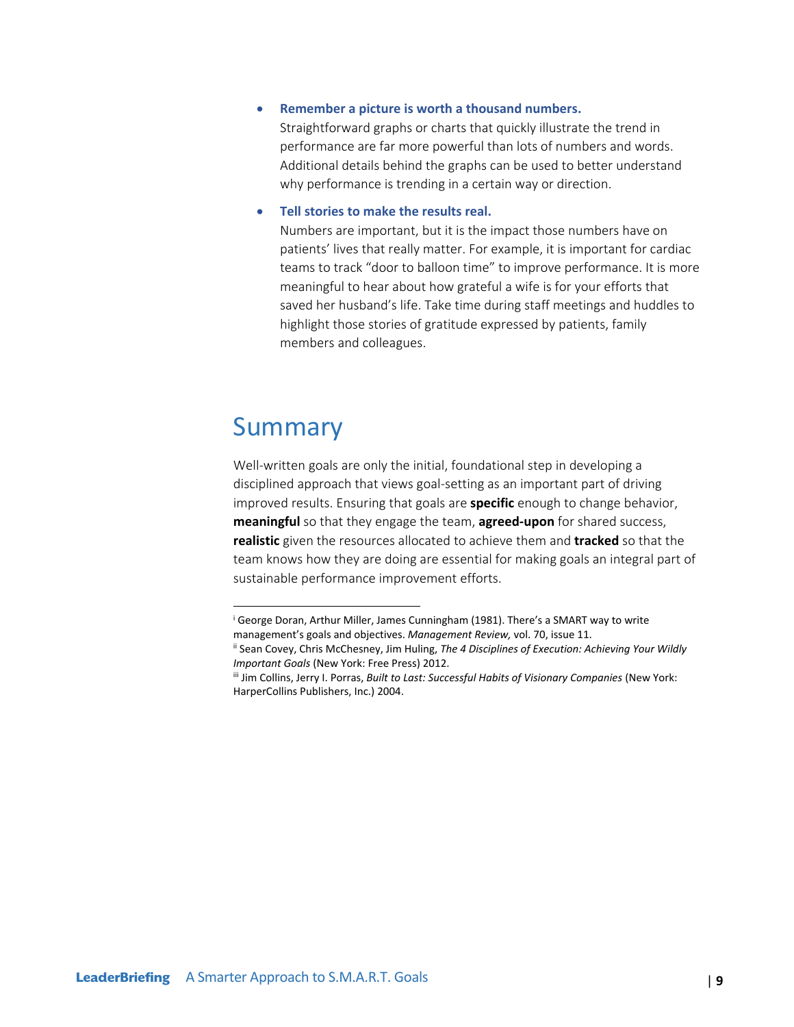- **Remember a picture is worth a thousand numbers.**
  Straightforward graphs or charts that quickly illustrate the trend in performance are far more powerful than lots of numbers and words. Additional details behind the graphs can be used to better understand why performance is trending in a certain way or direction.

- **Tell stories to make the results real.**
  Numbers are important, but it is the impact those numbers have on patients' lives that really matter. For example, it is important for cardiac teams to track "door to balloon time" to improve performance. It is more meaningful to hear about how grateful a wife is for your efforts that saved her husband's life. Take time during staff meetings and huddles to highlight those stories of gratitude expressed by patients, family members and colleagues.

## Summary

Well-written goals are only the initial, foundational step in developing a disciplined approach that views goal-setting as an important part of driving improved results. Ensuring that goals are **specific** enough to change behavior, **meaningful** so that they engage the team, **agreed-upon** for shared success, **realistic** given the resources allocated to achieve them and **tracked** so that the team knows how they are doing are essential for making goals an integral part of sustainable performance improvement efforts.

---

[i] George Doran, Arthur Miller, James Cunningham (1981). There's a SMART way to write management's goals and objectives. *Management Review,* vol. 70, issue 11.

[ii] Sean Covey, Chris McChesney, Jim Huling, *The 4 Disciplines of Execution: Achieving Your Wildly Important Goals* (New York: Free Press) 2012.

[iii] Jim Collins, Jerry I. Porras, *Built to Last: Successful Habits of Visionary Companies* (New York: HarperCollins Publishers, Inc.) 2004.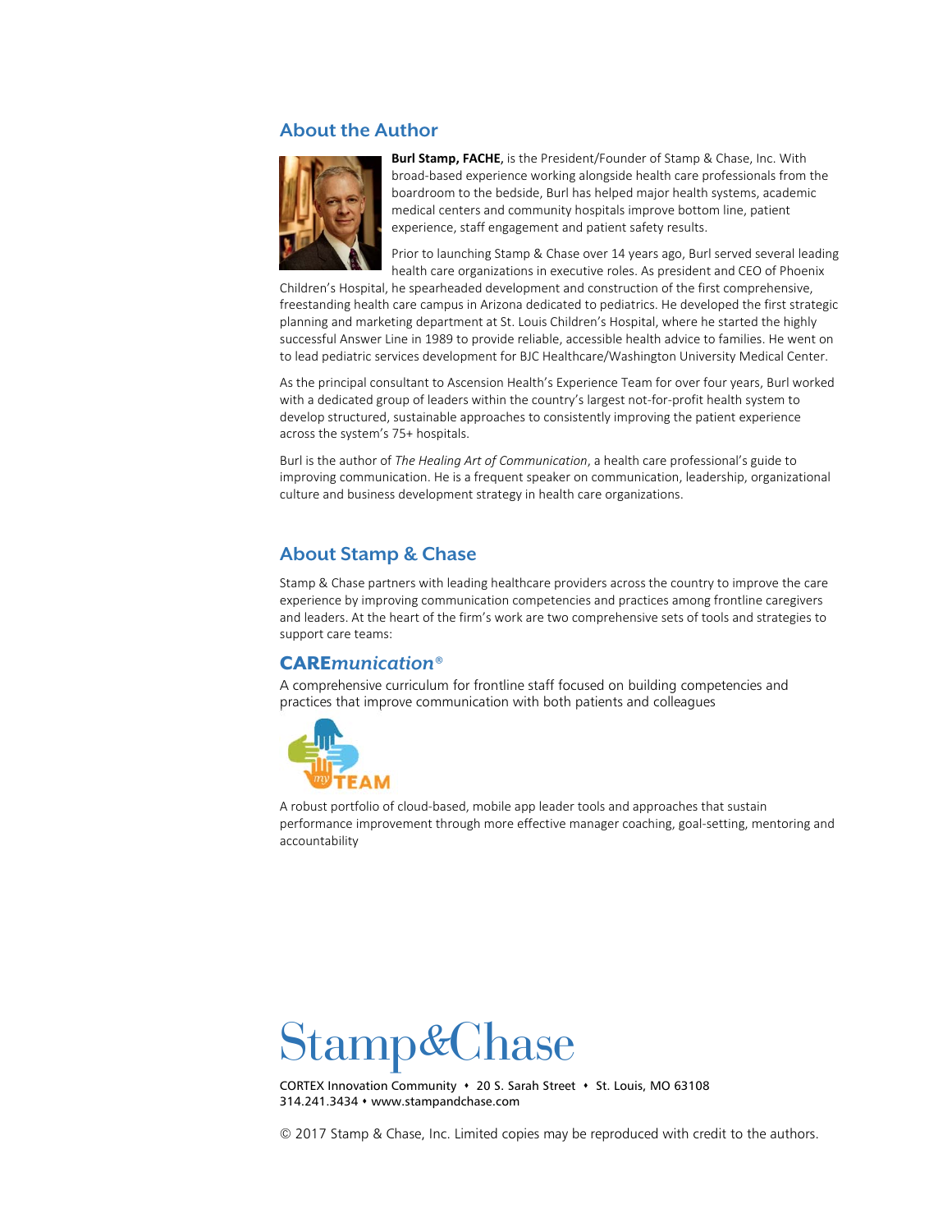## About the Author

**Burl Stamp, FACHE**, is the President/Founder of Stamp & Chase, Inc. With broad-based experience working alongside health care professionals from the boardroom to the bedside, Burl has helped major health systems, academic medical centers and community hospitals improve bottom line, patient experience, staff engagement and patient safety results.

Prior to launching Stamp & Chase over 14 years ago, Burl served several leading health care organizations in executive roles. As president and CEO of Phoenix Children's Hospital, he spearheaded development and construction of the first comprehensive, freestanding health care campus in Arizona dedicated to pediatrics. He developed the first strategic planning and marketing department at St. Louis Children's Hospital, where he started the highly successful Answer Line in 1989 to provide reliable, accessible health advice to families. He went on to lead pediatric services development for BJC Healthcare/Washington University Medical Center.

As the principal consultant to Ascension Health's Experience Team for over four years, Burl worked with a dedicated group of leaders within the country's largest not-for-profit health system to develop structured, sustainable approaches to consistently improving the patient experience across the system's 75+ hospitals.

Burl is the author of *The Healing Art of Communication*, a health care professional's guide to improving communication. He is a frequent speaker on communication, leadership, organizational culture and business development strategy in health care organizations.

## About Stamp & Chase

Stamp & Chase partners with leading healthcare providers across the country to improve the care experience by improving communication competencies and practices among frontline caregivers and leaders. At the heart of the firm's work are two comprehensive sets of tools and strategies to support care teams:

### **CARE***munication*®

A comprehensive curriculum for frontline staff focused on building competencies and practices that improve communication with both patients and colleagues

### myTEAM

A robust portfolio of cloud-based, mobile app leader tools and approaches that sustain performance improvement through more effective manager coaching, goal-setting, mentoring and accountability

Stamp&Chase

CORTEX Innovation Community • 20 S. Sarah Street • St. Louis, MO 63108
314.241.3434 • www.stampandchase.com

© 2017 Stamp & Chase, Inc. Limited copies may be reproduced with credit to the authors.